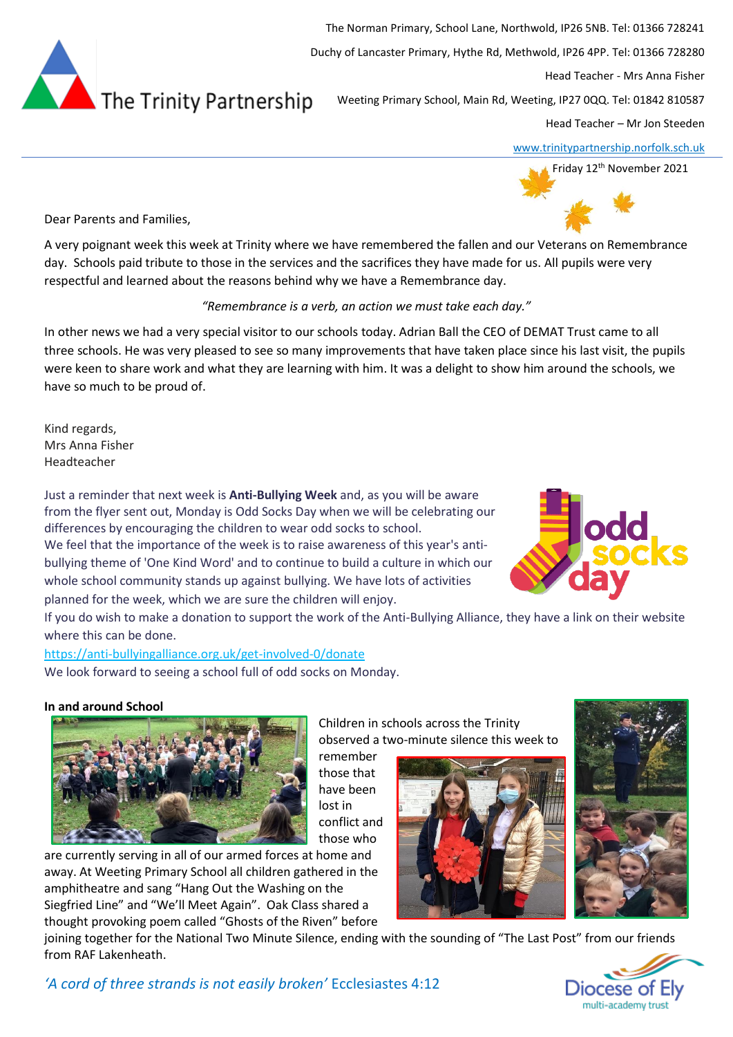The Trinity Partnership

The Norman Primary, School Lane, Northwold, IP26 5NB. Tel: 01366 728241

Duchy of Lancaster Primary, Hythe Rd, Methwold, IP26 4PP. Tel: 01366 728280

Head Teacher - Mrs Anna Fisher

Weeting Primary School, Main Rd, Weeting, IP27 0QQ. Tel: 01842 810587

Head Teacher – Mr Jon Steeden

www.trinitypartnership.norfolk.sch.uk

Friday 12th November 2021

Dear Parents and Families,

A very poignant week this week at Trinity where we have remembered the fallen and our Veterans on Remembrance day. Schools paid tribute to those in the services and the sacrifices they have made for us. All pupils were very respectful and learned about the reasons behind why we have a Remembrance day.

*"Remembrance is a verb, an action we must take each day."*

In other news we had a very special visitor to our schools today. Adrian Ball the CEO of DEMAT Trust came to all three schools. He was very pleased to see so many improvements that have taken place since his last visit, the pupils were keen to share work and what they are learning with him. It was a delight to show him around the schools, we have so much to be proud of.

Kind regards,
Mrs Anna Fisher
Headteacher

Just a reminder that next week is **Anti-Bullying Week** and, as you will be aware from the flyer sent out, Monday is Odd Socks Day when we will be celebrating our differences by encouraging the children to wear odd socks to school.
We feel that the importance of the week is to raise awareness of this year's anti-bullying theme of 'One Kind Word' and to continue to build a culture in which our whole school community stands up against bullying. We have lots of activities planned for the week, which we are sure the children will enjoy.
If you do wish to make a donation to support the work of the Anti-Bullying Alliance, they have a link on their website where this can be done.
https://anti-bullyingalliance.org.uk/get-involved-0/donate
We look forward to seeing a school full of odd socks on Monday.

**In and around School**

Children in schools across the Trinity observed a two-minute silence this week to remember those that have been lost in conflict and those who are currently serving in all of our armed forces at home and away. At Weeting Primary School all children gathered in the amphitheatre and sang "Hang Out the Washing on the Siegfried Line" and "We'll Meet Again". Oak Class shared a thought provoking poem called "Ghosts of the Riven" before joining together for the National Two Minute Silence, ending with the sounding of "The Last Post" from our friends from RAF Lakenheath.

*'A cord of three strands is not easily broken'* Ecclesiastes 4:12

Diocese of Ely multi-academy trust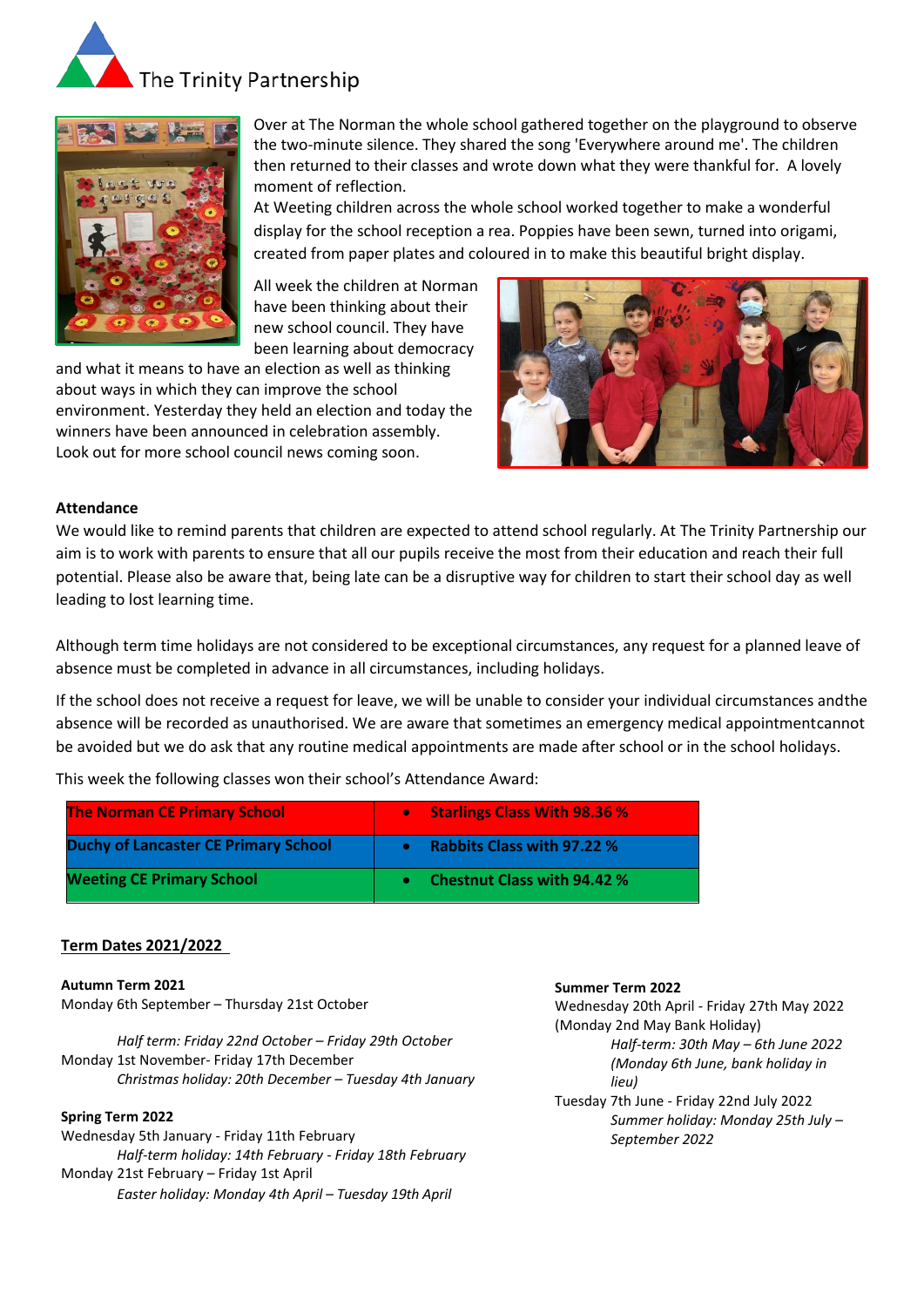The Trinity Partnership

Over at The Norman the whole school gathered together on the playground to observe the two-minute silence. They shared the song 'Everywhere around me'. The children then returned to their classes and wrote down what they were thankful for. A lovely moment of reflection.

At Weeting children across the whole school worked together to make a wonderful display for the school reception a rea. Poppies have been sewn, turned into origami, created from paper plates and coloured in to make this beautiful bright display.

All week the children at Norman have been thinking about their new school council. They have been learning about democracy and what it means to have an election as well as thinking about ways in which they can improve the school environment. Yesterday they held an election and today the winners have been announced in celebration assembly. Look out for more school council news coming soon.

**Attendance**

We would like to remind parents that children are expected to attend school regularly. At The Trinity Partnership our aim is to work with parents to ensure that all our pupils receive the most from their education and reach their full potential. Please also be aware that, being late can be a disruptive way for children to start their school day as well leading to lost learning time.

Although term time holidays are not considered to be exceptional circumstances, any request for a planned leave of absence must be completed in advance in all circumstances, including holidays.

If the school does not receive a request for leave, we will be unable to consider your individual circumstances andthe absence will be recorded as unauthorised. We are aware that sometimes an emergency medical appointmentcannot be avoided but we do ask that any routine medical appointments are made after school or in the school holidays.

This week the following classes won their school's Attendance Award:

| | |
|---|---|
| **The Norman CE Primary School** | • **Starlings Class With 98.36 %** |
| **Duchy of Lancaster CE Primary School** | • **Rabbits Class with 97.22 %** |
| **Weeting CE Primary School** | • **Chestnut Class with 94.42 %** |

**Term Dates 2021/2022**

**Autumn Term 2021**
Monday 6th September – Thursday 21st October
*Half term: Friday 22nd October – Friday 29th October*
Monday 1st November- Friday 17th December
*Christmas holiday: 20th December – Tuesday 4th January*

**Spring Term 2022**
Wednesday 5th January - Friday 11th February
*Half-term holiday: 14th February - Friday 18th February*
Monday 21st February – Friday 1st April
*Easter holiday: Monday 4th April – Tuesday 19th April*

**Summer Term 2022**
Wednesday 20th April - Friday 27th May 2022
(Monday 2nd May Bank Holiday)
*Half-term: 30th May – 6th June 2022*
*(Monday 6th June, bank holiday in lieu)*
Tuesday 7th June - Friday 22nd July 2022
*Summer holiday: Monday 25th July – September 2022*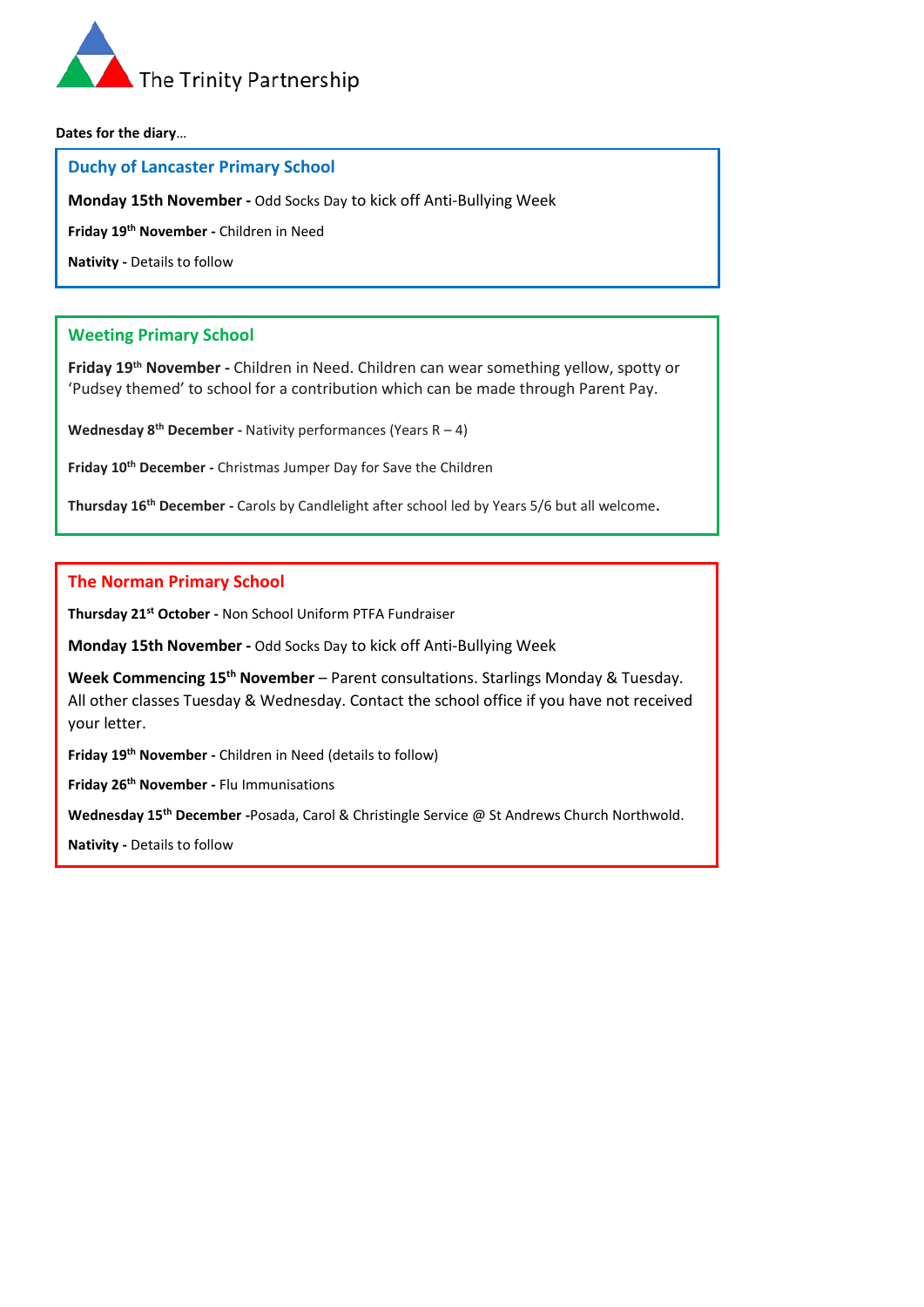The Trinity Partnership

**Dates for the diary**…

## Duchy of Lancaster Primary School

**Monday 15th November -** Odd Socks Day to kick off Anti-Bullying Week

**Friday 19th November -** Children in Need

**Nativity -** Details to follow

## Weeting Primary School

**Friday 19th November -** Children in Need. Children can wear something yellow, spotty or 'Pudsey themed' to school for a contribution which can be made through Parent Pay.

**Wednesday 8th December -** Nativity performances (Years R – 4)

**Friday 10th December -** Christmas Jumper Day for Save the Children

**Thursday 16th December -** Carols by Candlelight after school led by Years 5/6 but all welcome**.**

## The Norman Primary School

**Thursday 21st October -** Non School Uniform PTFA Fundraiser

**Monday 15th November -** Odd Socks Day to kick off Anti-Bullying Week

**Week Commencing 15th November** – Parent consultations. Starlings Monday & Tuesday. All other classes Tuesday & Wednesday. Contact the school office if you have not received your letter.

**Friday 19th November -** Children in Need (details to follow)

**Friday 26th November -** Flu Immunisations

**Wednesday 15th December -**Posada, Carol & Christingle Service @ St Andrews Church Northwold.

**Nativity -** Details to follow